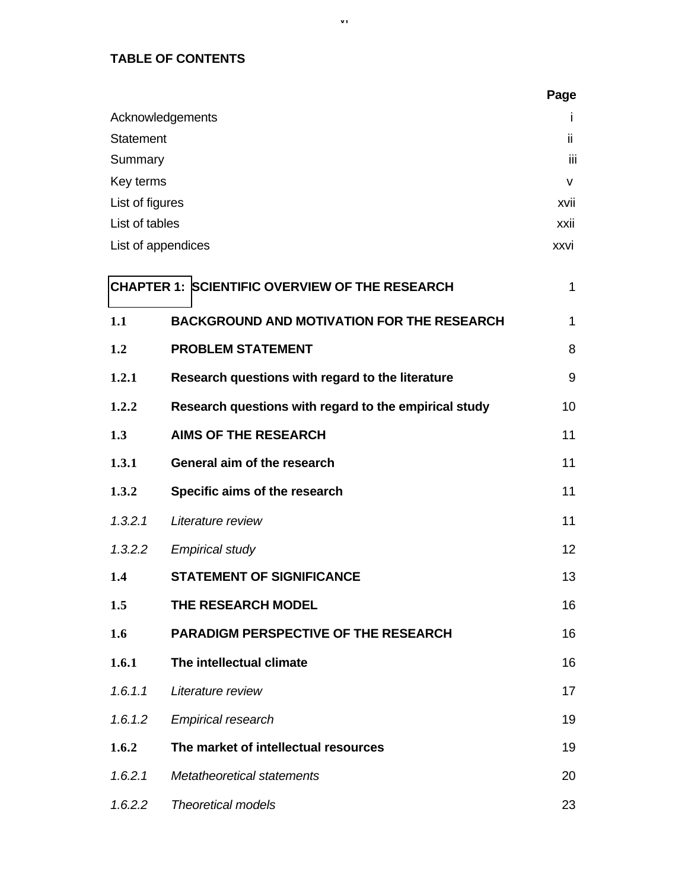## TABLE OF CONTENTS

| | | Page |
|---|---|---|
| Acknowledgements | | i |
| Statement | | ii |
| Summary | | iii |
| Key terms | | v |
| List of figures | | xvii |
| List of tables | | xxii |
| List of appendices | | xxvi |
| **CHAPTER 1:** | **SCIENTIFIC OVERVIEW OF THE RESEARCH** | 1 |
| **1.1** | **BACKGROUND AND MOTIVATION FOR THE RESEARCH** | 1 |
| **1.2** | **PROBLEM STATEMENT** | 8 |
| **1.2.1** | **Research questions with regard to the literature** | 9 |
| **1.2.2** | **Research questions with regard to the empirical study** | 10 |
| **1.3** | **AIMS OF THE RESEARCH** | 11 |
| **1.3.1** | **General aim of the research** | 11 |
| **1.3.2** | **Specific aims of the research** | 11 |
| *1.3.2.1* | *Literature review* | 11 |
| *1.3.2.2* | *Empirical study* | 12 |
| **1.4** | **STATEMENT OF SIGNIFICANCE** | 13 |
| **1.5** | **THE RESEARCH MODEL** | 16 |
| **1.6** | **PARADIGM PERSPECTIVE OF THE RESEARCH** | 16 |
| **1.6.1** | **The intellectual climate** | 16 |
| *1.6.1.1* | *Literature review* | 17 |
| *1.6.1.2* | *Empirical research* | 19 |
| **1.6.2** | **The market of intellectual resources** | 19 |
| *1.6.2.1* | *Metatheoretical statements* | 20 |
| *1.6.2.2* | *Theoretical models* | 23 |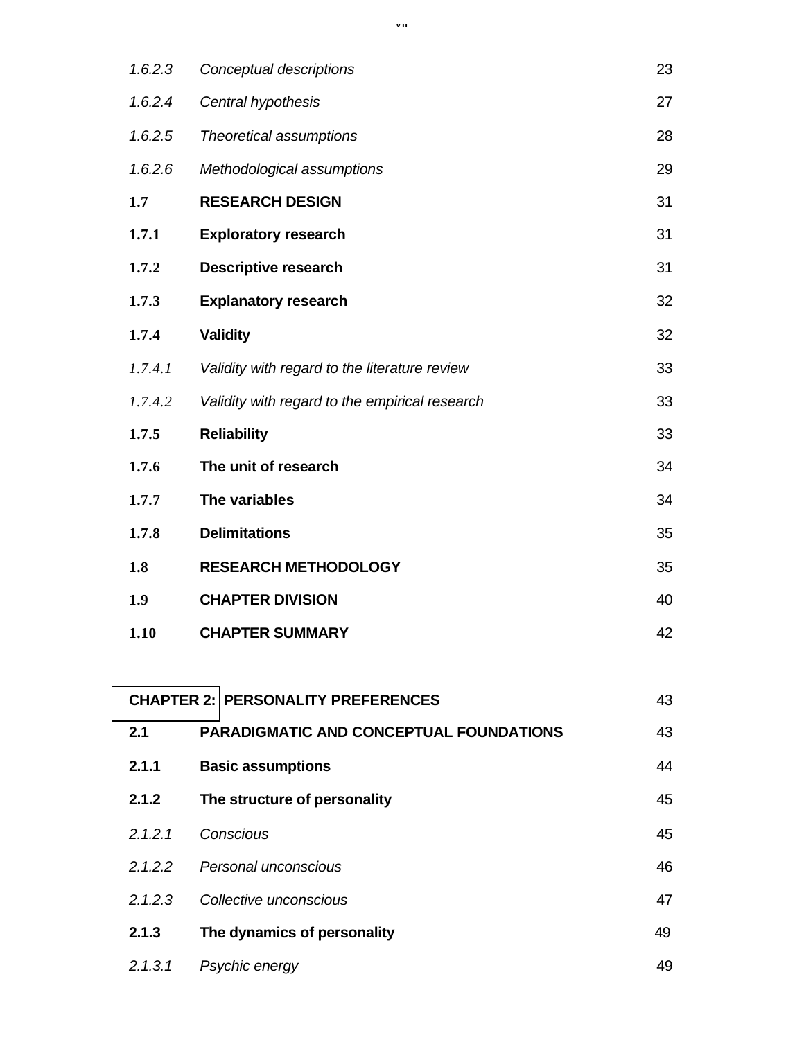| | | |
|---|---|---|
| *1.6.2.3* | *Conceptual descriptions* | 23 |
| *1.6.2.4* | *Central hypothesis* | 27 |
| *1.6.2.5* | *Theoretical assumptions* | 28 |
| *1.6.2.6* | *Methodological assumptions* | 29 |
| **1.7** | **RESEARCH DESIGN** | 31 |
| **1.7.1** | **Exploratory research** | 31 |
| **1.7.2** | **Descriptive research** | 31 |
| **1.7.3** | **Explanatory research** | 32 |
| **1.7.4** | **Validity** | 32 |
| *1.7.4.1* | *Validity with regard to the literature review* | 33 |
| *1.7.4.2* | *Validity with regard to the empirical research* | 33 |
| **1.7.5** | **Reliability** | 33 |
| **1.7.6** | **The unit of research** | 34 |
| **1.7.7** | **The variables** | 34 |
| **1.7.8** | **Delimitations** | 35 |
| **1.8** | **RESEARCH METHODOLOGY** | 35 |
| **1.9** | **CHAPTER DIVISION** | 40 |
| **1.10** | **CHAPTER SUMMARY** | 42 |
| | | |
| **CHAPTER 2:** | **PERSONALITY PREFERENCES** | 43 |
| **2.1** | **PARADIGMATIC AND CONCEPTUAL FOUNDATIONS** | 43 |
| **2.1.1** | **Basic assumptions** | 44 |
| **2.1.2** | **The structure of personality** | 45 |
| *2.1.2.1* | *Conscious* | 45 |
| *2.1.2.2* | *Personal unconscious* | 46 |
| *2.1.2.3* | *Collective unconscious* | 47 |
| **2.1.3** | **The dynamics of personality** | 49 |
| *2.1.3.1* | *Psychic energy* | 49 |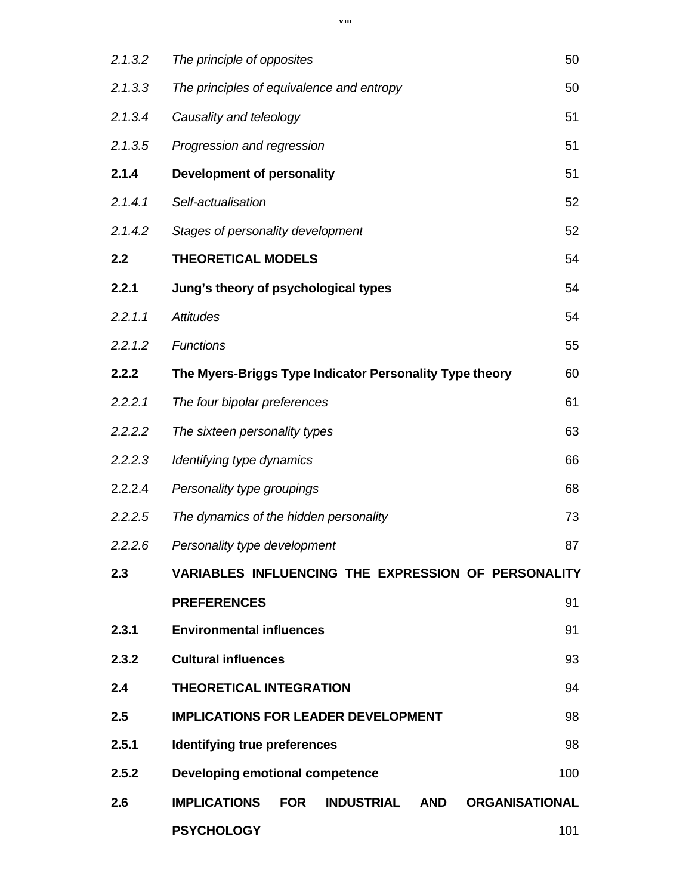| | | |
|---|---|---|
| *2.1.3.2* | *The principle of opposites* | 50 |
| *2.1.3.3* | *The principles of equivalence and entropy* | 50 |
| *2.1.3.4* | *Causality and teleology* | 51 |
| *2.1.3.5* | *Progression and regression* | 51 |
| **2.1.4** | **Development of personality** | 51 |
| *2.1.4.1* | *Self-actualisation* | 52 |
| *2.1.4.2* | *Stages of personality development* | 52 |
| **2.2** | **THEORETICAL MODELS** | 54 |
| **2.2.1** | **Jung's theory of psychological types** | 54 |
| *2.2.1.1* | *Attitudes* | 54 |
| *2.2.1.2* | *Functions* | 55 |
| **2.2.2** | **The Myers-Briggs Type Indicator Personality Type theory** | 60 |
| *2.2.2.1* | *The four bipolar preferences* | 61 |
| *2.2.2.2* | *The sixteen personality types* | 63 |
| *2.2.2.3* | *Identifying type dynamics* | 66 |
| 2.2.2.4 | *Personality type groupings* | 68 |
| *2.2.2.5* | *The dynamics of the hidden personality* | 73 |
| *2.2.2.6* | *Personality type development* | 87 |
| **2.3** | **VARIABLES INFLUENCING THE EXPRESSION OF PERSONALITY PREFERENCES** | 91 |
| **2.3.1** | **Environmental influences** | 91 |
| **2.3.2** | **Cultural influences** | 93 |
| **2.4** | **THEORETICAL INTEGRATION** | 94 |
| **2.5** | **IMPLICATIONS FOR LEADER DEVELOPMENT** | 98 |
| **2.5.1** | **Identifying true preferences** | 98 |
| **2.5.2** | **Developing emotional competence** | 100 |
| **2.6** | **IMPLICATIONS FOR INDUSTRIAL AND ORGANISATIONAL PSYCHOLOGY** | 101 |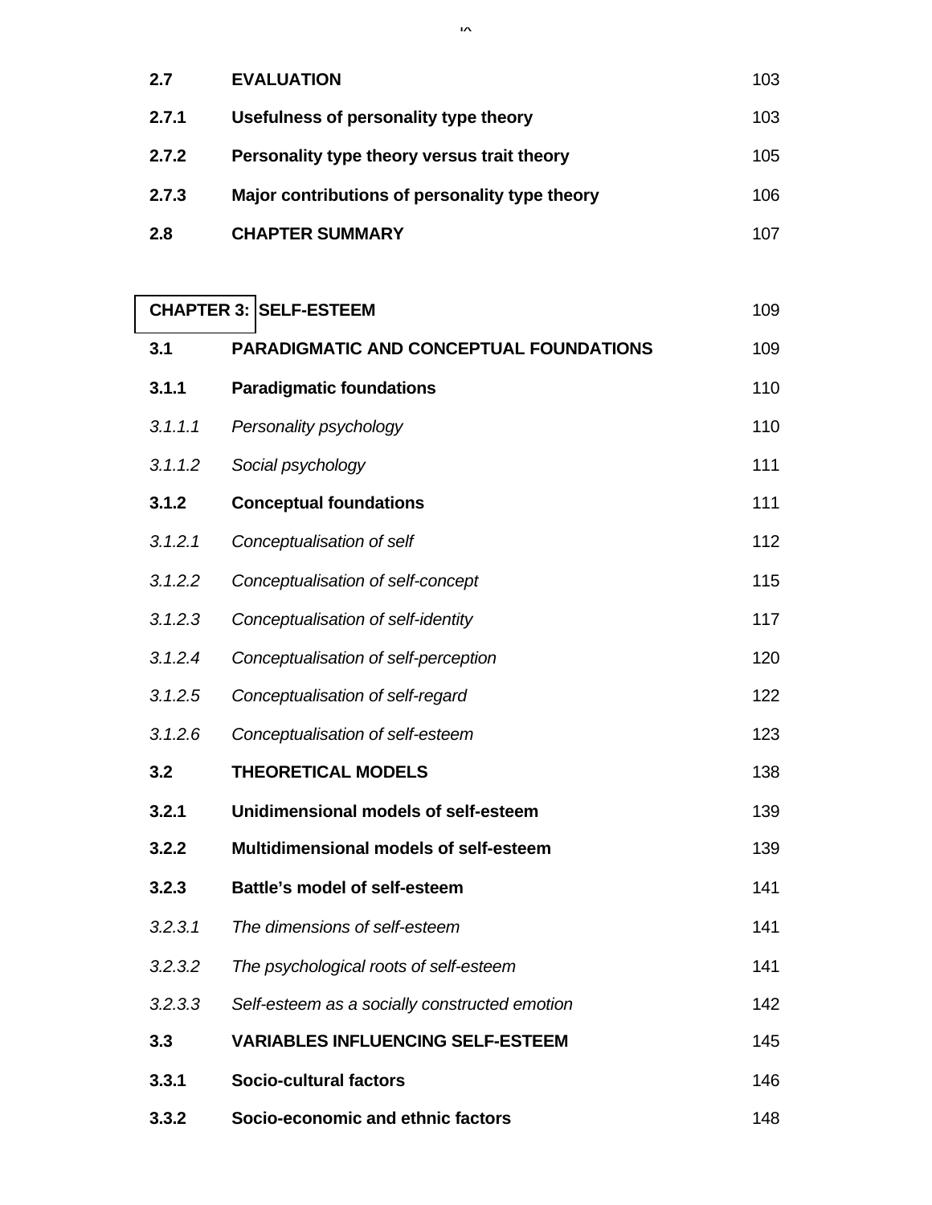| | | |
|---|---|---|
| **2.7** | **EVALUATION** | 103 |
| **2.7.1** | **Usefulness of personality type theory** | 103 |
| **2.7.2** | **Personality type theory versus trait theory** | 105 |
| **2.7.3** | **Major contributions of personality type theory** | 106 |
| **2.8** | **CHAPTER SUMMARY** | 107 |
| | | |
| **CHAPTER 3:** | **SELF-ESTEEM** | 109 |
| **3.1** | **PARADIGMATIC AND CONCEPTUAL FOUNDATIONS** | 109 |
| **3.1.1** | **Paradigmatic foundations** | 110 |
| *3.1.1.1* | *Personality psychology* | 110 |
| *3.1.1.2* | *Social psychology* | 111 |
| **3.1.2** | **Conceptual foundations** | 111 |
| *3.1.2.1* | *Conceptualisation of self* | 112 |
| *3.1.2.2* | *Conceptualisation of self-concept* | 115 |
| *3.1.2.3* | *Conceptualisation of self-identity* | 117 |
| *3.1.2.4* | *Conceptualisation of self-perception* | 120 |
| *3.1.2.5* | *Conceptualisation of self-regard* | 122 |
| *3.1.2.6* | *Conceptualisation of self-esteem* | 123 |
| **3.2** | **THEORETICAL MODELS** | 138 |
| **3.2.1** | **Unidimensional models of self-esteem** | 139 |
| **3.2.2** | **Multidimensional models of self-esteem** | 139 |
| **3.2.3** | **Battle's model of self-esteem** | 141 |
| *3.2.3.1* | *The dimensions of self-esteem* | 141 |
| *3.2.3.2* | *The psychological roots of self-esteem* | 141 |
| *3.2.3.3* | *Self-esteem as a socially constructed emotion* | 142 |
| **3.3** | **VARIABLES INFLUENCING SELF-ESTEEM** | 145 |
| **3.3.1** | **Socio-cultural factors** | 146 |
| **3.3.2** | **Socio-economic and ethnic factors** | 148 |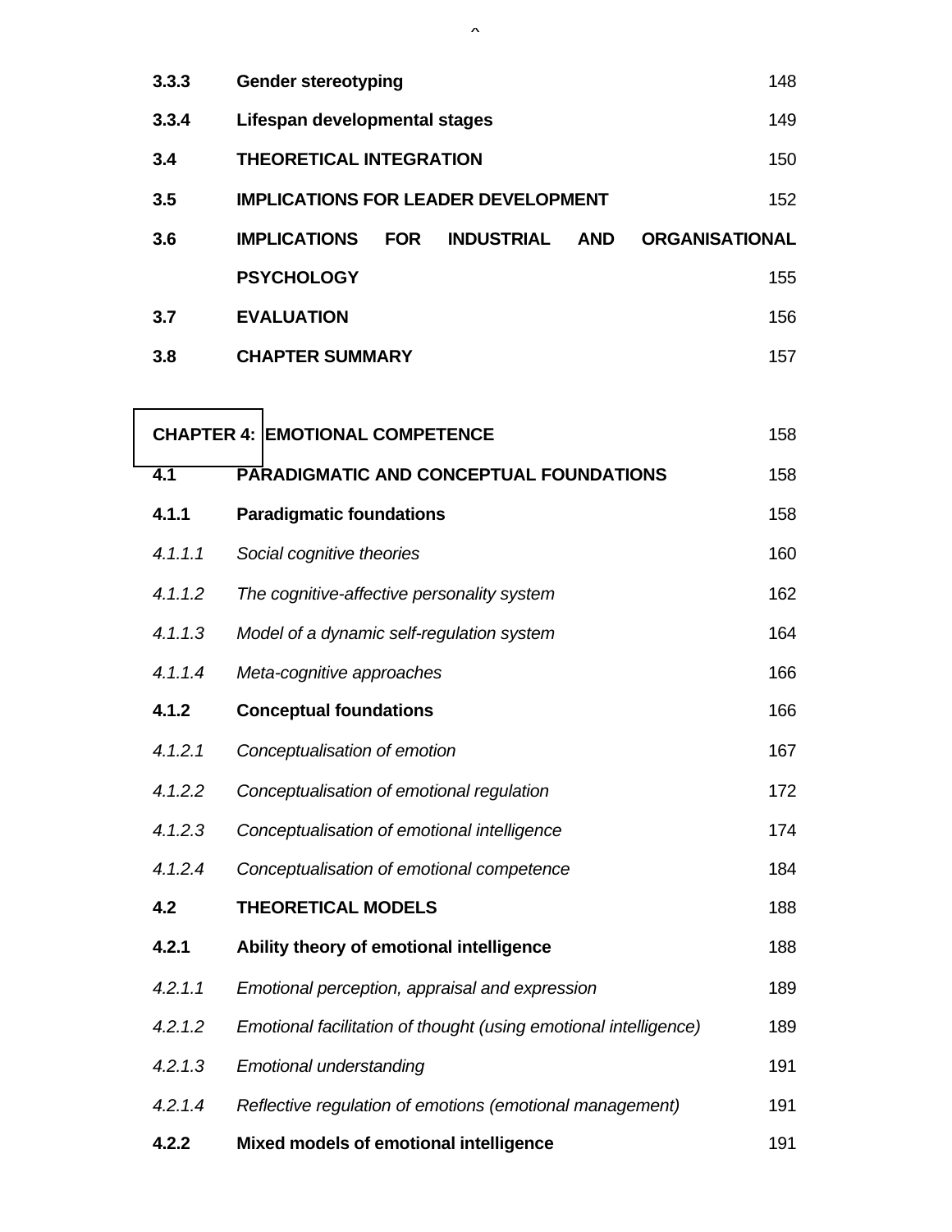| | | |
|---|---|---|
| **3.3.3** | **Gender stereotyping** | 148 |
| **3.3.4** | **Lifespan developmental stages** | 149 |
| **3.4** | **THEORETICAL INTEGRATION** | 150 |
| **3.5** | **IMPLICATIONS FOR LEADER DEVELOPMENT** | 152 |
| **3.6** | **IMPLICATIONS FOR INDUSTRIAL AND ORGANISATIONAL PSYCHOLOGY** | 155 |
| **3.7** | **EVALUATION** | 156 |
| **3.8** | **CHAPTER SUMMARY** | 157 |

| | | |
|---|---|---|
| **CHAPTER 4:** | **EMOTIONAL COMPETENCE** | 158 |
| **4.1** | **PARADIGMATIC AND CONCEPTUAL FOUNDATIONS** | 158 |
| **4.1.1** | **Paradigmatic foundations** | 158 |
| *4.1.1.1* | *Social cognitive theories* | 160 |
| *4.1.1.2* | *The cognitive-affective personality system* | 162 |
| *4.1.1.3* | *Model of a dynamic self-regulation system* | 164 |
| *4.1.1.4* | *Meta-cognitive approaches* | 166 |
| **4.1.2** | **Conceptual foundations** | 166 |
| *4.1.2.1* | *Conceptualisation of emotion* | 167 |
| *4.1.2.2* | *Conceptualisation of emotional regulation* | 172 |
| *4.1.2.3* | *Conceptualisation of emotional intelligence* | 174 |
| *4.1.2.4* | *Conceptualisation of emotional competence* | 184 |
| **4.2** | **THEORETICAL MODELS** | 188 |
| **4.2.1** | **Ability theory of emotional intelligence** | 188 |
| *4.2.1.1* | *Emotional perception, appraisal and expression* | 189 |
| *4.2.1.2* | *Emotional facilitation of thought (using emotional intelligence)* | 189 |
| *4.2.1.3* | *Emotional understanding* | 191 |
| *4.2.1.4* | *Reflective regulation of emotions (emotional management)* | 191 |
| **4.2.2** | **Mixed models of emotional intelligence** | 191 |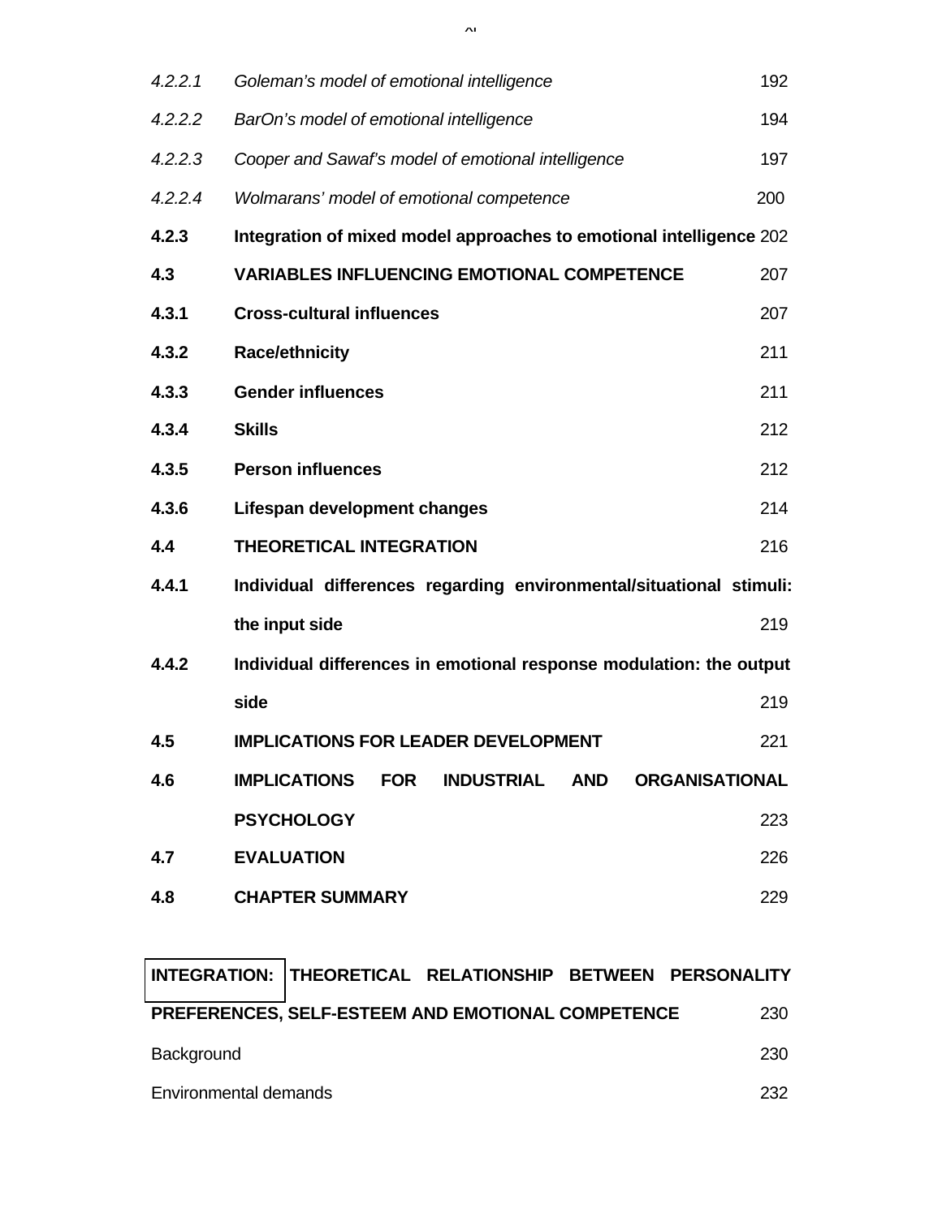| | | |
|---|---|---|
| *4.2.2.1* | *Goleman's model of emotional intelligence* | 192 |
| *4.2.2.2* | *BarOn's model of emotional intelligence* | 194 |
| *4.2.2.3* | *Cooper and Sawaf's model of emotional intelligence* | 197 |
| *4.2.2.4* | *Wolmarans' model of emotional competence* | 200 |
| **4.2.3** | **Integration of mixed model approaches to emotional intelligence** | 202 |
| **4.3** | **VARIABLES INFLUENCING EMOTIONAL COMPETENCE** | 207 |
| **4.3.1** | **Cross-cultural influences** | 207 |
| **4.3.2** | **Race/ethnicity** | 211 |
| **4.3.3** | **Gender influences** | 211 |
| **4.3.4** | **Skills** | 212 |
| **4.3.5** | **Person influences** | 212 |
| **4.3.6** | **Lifespan development changes** | 214 |
| **4.4** | **THEORETICAL INTEGRATION** | 216 |
| **4.4.1** | **Individual differences regarding environmental/situational stimuli: the input side** | 219 |
| **4.4.2** | **Individual differences in emotional response modulation: the output side** | 219 |
| **4.5** | **IMPLICATIONS FOR LEADER DEVELOPMENT** | 221 |
| **4.6** | **IMPLICATIONS FOR INDUSTRIAL AND ORGANISATIONAL PSYCHOLOGY** | 223 |
| **4.7** | **EVALUATION** | 226 |
| **4.8** | **CHAPTER SUMMARY** | 229 |

| | |
|---|---|
| **INTEGRATION: THEORETICAL RELATIONSHIP BETWEEN PERSONALITY PREFERENCES, SELF-ESTEEM AND EMOTIONAL COMPETENCE** | 230 |
| Background | 230 |
| Environmental demands | 232 |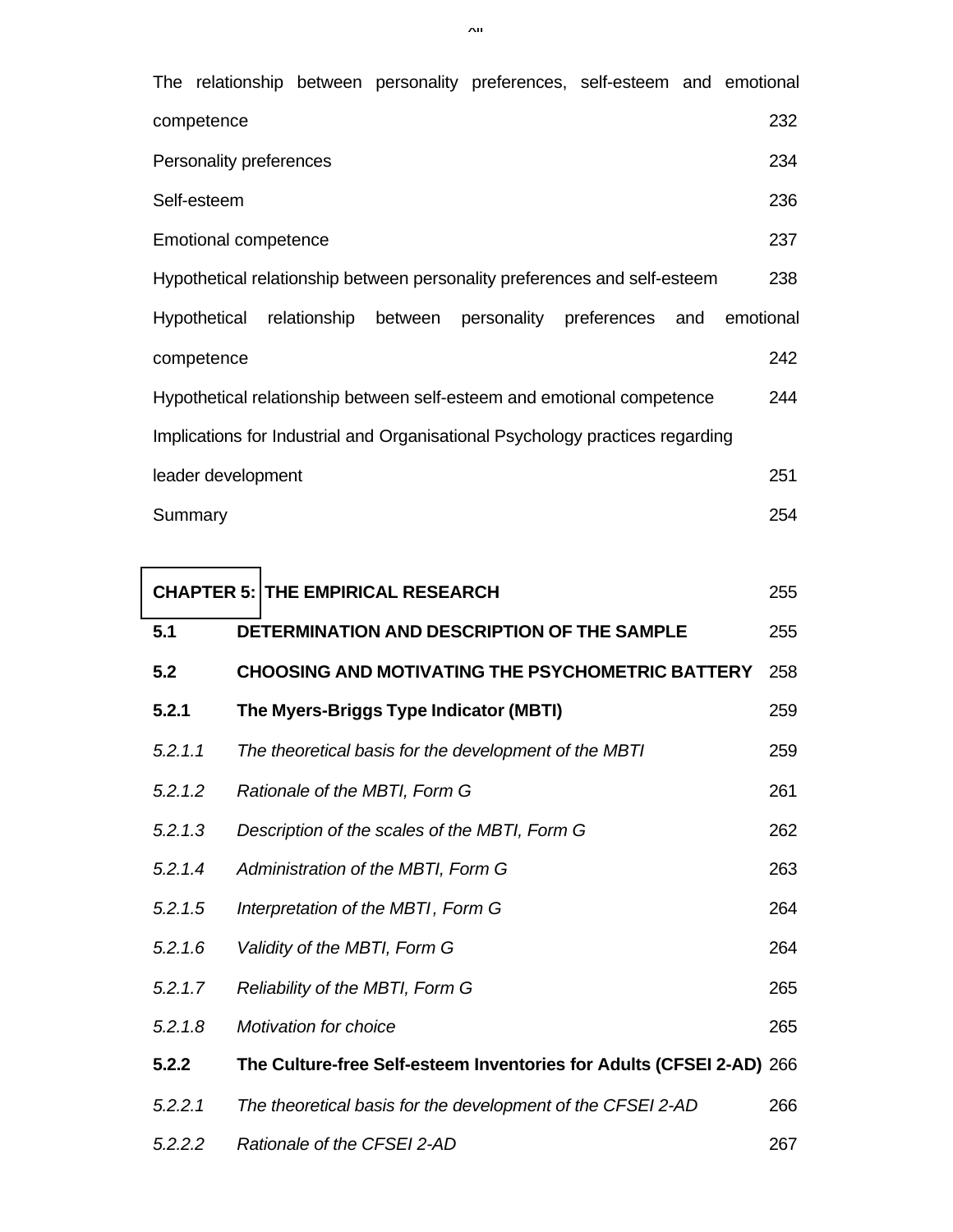The relationship between personality preferences, self-esteem and emotional competence 232

Personality preferences 234

Self-esteem 236

Emotional competence 237

Hypothetical relationship between personality preferences and self-esteem 238

Hypothetical relationship between personality preferences and emotional competence 242

Hypothetical relationship between self-esteem and emotional competence 244

Implications for Industrial and Organisational Psychology practices regarding leader development 251

Summary 254

**CHAPTER 5: THE EMPIRICAL RESEARCH** 255

| | | |
|---|---|---|
| **5.1** | **DETERMINATION AND DESCRIPTION OF THE SAMPLE** | 255 |
| **5.2** | **CHOOSING AND MOTIVATING THE PSYCHOMETRIC BATTERY** | 258 |
| **5.2.1** | **The Myers-Briggs Type Indicator (MBTI)** | 259 |
| *5.2.1.1* | *The theoretical basis for the development of the MBTI* | 259 |
| *5.2.1.2* | *Rationale of the MBTI, Form G* | 261 |
| *5.2.1.3* | *Description of the scales of the MBTI, Form G* | 262 |
| *5.2.1.4* | *Administration of the MBTI, Form G* | 263 |
| *5.2.1.5* | *Interpretation of the MBTI, Form G* | 264 |
| *5.2.1.6* | *Validity of the MBTI, Form G* | 264 |
| *5.2.1.7* | *Reliability of the MBTI, Form G* | 265 |
| *5.2.1.8* | *Motivation for choice* | 265 |
| **5.2.2** | **The Culture-free Self-esteem Inventories for Adults (CFSEI 2-AD)** | 266 |
| *5.2.2.1* | *The theoretical basis for the development of the CFSEI 2-AD* | 266 |
| *5.2.2.2* | *Rationale of the CFSEI 2-AD* | 267 |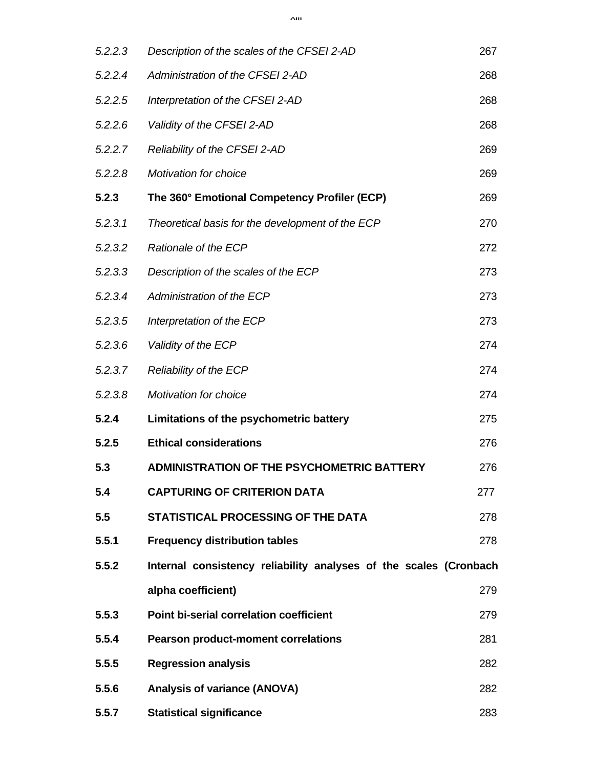| | | |
|---|---|---|
| *5.2.2.3* | *Description of the scales of the CFSEI 2-AD* | 267 |
| *5.2.2.4* | *Administration of the CFSEI 2-AD* | 268 |
| *5.2.2.5* | *Interpretation of the CFSEI 2-AD* | 268 |
| *5.2.2.6* | *Validity of the CFSEI 2-AD* | 268 |
| *5.2.2.7* | *Reliability of the CFSEI 2-AD* | 269 |
| *5.2.2.8* | *Motivation for choice* | 269 |
| **5.2.3** | **The 360° Emotional Competency Profiler (ECP)** | 269 |
| *5.2.3.1* | *Theoretical basis for the development of the ECP* | 270 |
| *5.2.3.2* | *Rationale of the ECP* | 272 |
| *5.2.3.3* | *Description of the scales of the ECP* | 273 |
| *5.2.3.4* | *Administration of the ECP* | 273 |
| *5.2.3.5* | *Interpretation of the ECP* | 273 |
| *5.2.3.6* | *Validity of the ECP* | 274 |
| *5.2.3.7* | *Reliability of the ECP* | 274 |
| *5.2.3.8* | *Motivation for choice* | 274 |
| **5.2.4** | **Limitations of the psychometric battery** | 275 |
| **5.2.5** | **Ethical considerations** | 276 |
| **5.3** | **ADMINISTRATION OF THE PSYCHOMETRIC BATTERY** | 276 |
| **5.4** | **CAPTURING OF CRITERION DATA** | 277 |
| **5.5** | **STATISTICAL PROCESSING OF THE DATA** | 278 |
| **5.5.1** | **Frequency distribution tables** | 278 |
| **5.5.2** | **Internal consistency reliability analyses of the scales (Cronbach alpha coefficient)** | 279 |
| **5.5.3** | **Point bi-serial correlation coefficient** | 279 |
| **5.5.4** | **Pearson product-moment correlations** | 281 |
| **5.5.5** | **Regression analysis** | 282 |
| **5.5.6** | **Analysis of variance (ANOVA)** | 282 |
| **5.5.7** | **Statistical significance** | 283 |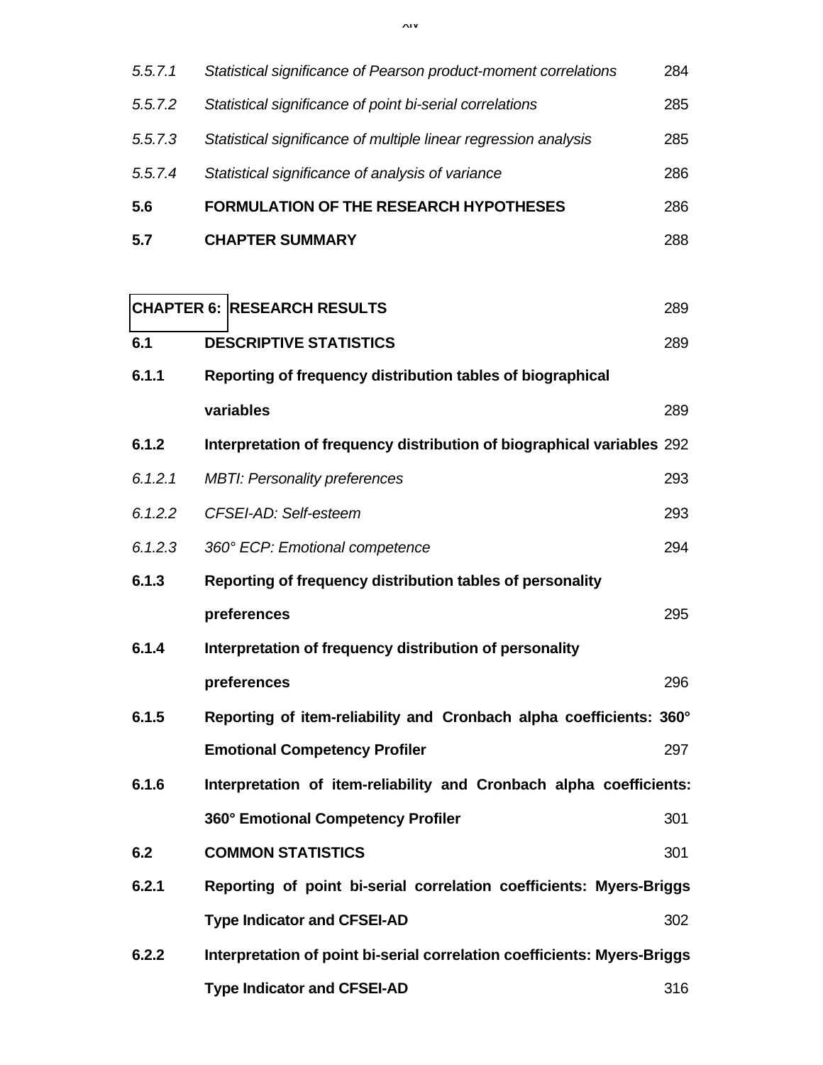| | | |
|---|---|---|
| *5.5.7.1* | *Statistical significance of Pearson product-moment correlations* | 284 |
| *5.5.7.2* | *Statistical significance of point bi-serial correlations* | 285 |
| *5.5.7.3* | *Statistical significance of multiple linear regression analysis* | 285 |
| *5.5.7.4* | *Statistical significance of analysis of variance* | 286 |
| **5.6** | **FORMULATION OF THE RESEARCH HYPOTHESES** | 286 |
| **5.7** | **CHAPTER SUMMARY** | 288 |
| | | |
| **CHAPTER 6:** | **RESEARCH RESULTS** | 289 |
| **6.1** | **DESCRIPTIVE STATISTICS** | 289 |
| **6.1.1** | **Reporting of frequency distribution tables of biographical variables** | 289 |
| **6.1.2** | **Interpretation of frequency distribution of biographical variables** | 292 |
| *6.1.2.1* | *MBTI: Personality preferences* | 293 |
| *6.1.2.2* | *CFSEI-AD: Self-esteem* | 293 |
| *6.1.2.3* | *360° ECP: Emotional competence* | 294 |
| **6.1.3** | **Reporting of frequency distribution tables of personality preferences** | 295 |
| **6.1.4** | **Interpretation of frequency distribution of personality preferences** | 296 |
| **6.1.5** | **Reporting of item-reliability and Cronbach alpha coefficients: 360° Emotional Competency Profiler** | 297 |
| **6.1.6** | **Interpretation of item-reliability and Cronbach alpha coefficients: 360° Emotional Competency Profiler** | 301 |
| **6.2** | **COMMON STATISTICS** | 301 |
| **6.2.1** | **Reporting of point bi-serial correlation coefficients: Myers-Briggs Type Indicator and CFSEI-AD** | 302 |
| **6.2.2** | **Interpretation of point bi-serial correlation coefficients: Myers-Briggs Type Indicator and CFSEI-AD** | 316 |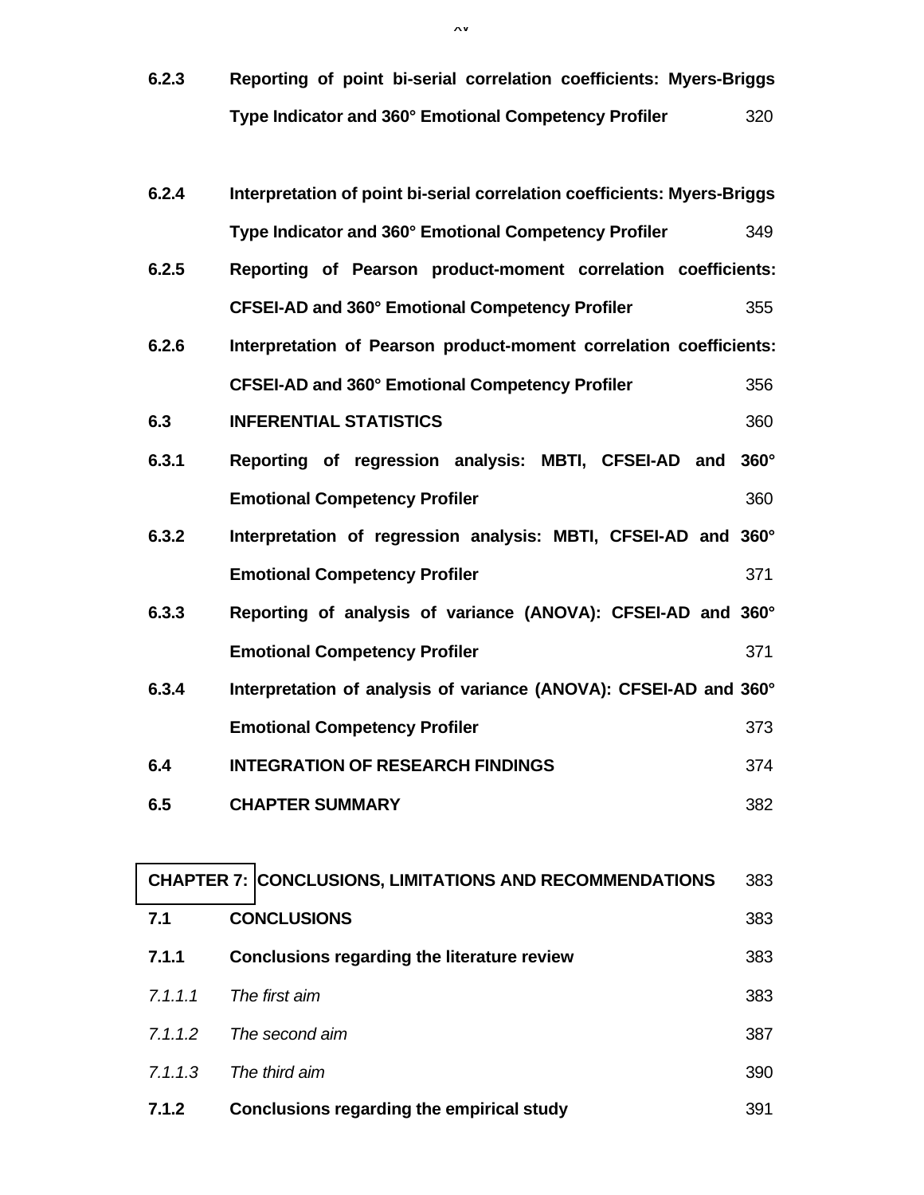| | | |
|---|---|---|
| **6.2.3** | **Reporting of point bi-serial correlation coefficients: Myers-Briggs Type Indicator and 360° Emotional Competency Profiler** | 320 |
| **6.2.4** | **Interpretation of point bi-serial correlation coefficients: Myers-Briggs Type Indicator and 360° Emotional Competency Profiler** | 349 |
| **6.2.5** | **Reporting of Pearson product-moment correlation coefficients: CFSEI-AD and 360° Emotional Competency Profiler** | 355 |
| **6.2.6** | **Interpretation of Pearson product-moment correlation coefficients: CFSEI-AD and 360° Emotional Competency Profiler** | 356 |
| **6.3** | **INFERENTIAL STATISTICS** | 360 |
| **6.3.1** | **Reporting of regression analysis: MBTI, CFSEI-AD and 360° Emotional Competency Profiler** | 360 |
| **6.3.2** | **Interpretation of regression analysis: MBTI, CFSEI-AD and 360° Emotional Competency Profiler** | 371 |
| **6.3.3** | **Reporting of analysis of variance (ANOVA): CFSEI-AD and 360° Emotional Competency Profiler** | 371 |
| **6.3.4** | **Interpretation of analysis of variance (ANOVA): CFSEI-AD and 360° Emotional Competency Profiler** | 373 |
| **6.4** | **INTEGRATION OF RESEARCH FINDINGS** | 374 |
| **6.5** | **CHAPTER SUMMARY** | 382 |
| | | |
| **CHAPTER 7:** | **CONCLUSIONS, LIMITATIONS AND RECOMMENDATIONS** | 383 |
| **7.1** | **CONCLUSIONS** | 383 |
| **7.1.1** | **Conclusions regarding the literature review** | 383 |
| *7.1.1.1* | *The first aim* | 383 |
| *7.1.1.2* | *The second aim* | 387 |
| *7.1.1.3* | *The third aim* | 390 |
| **7.1.2** | **Conclusions regarding the empirical study** | 391 |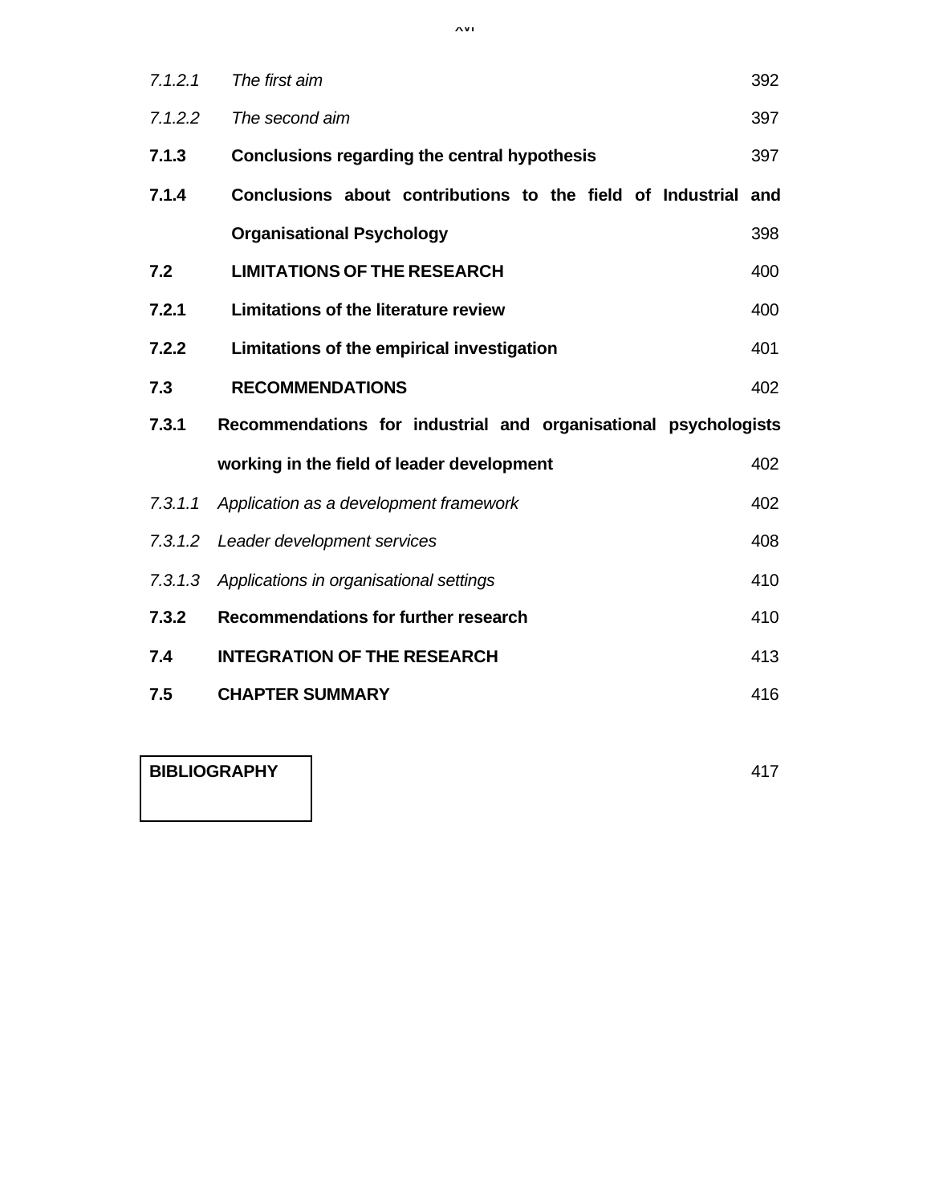| | | |
|---|---|---|
| *7.1.2.1* | *The first aim* | 392 |
| *7.1.2.2* | *The second aim* | 397 |
| **7.1.3** | **Conclusions regarding the central hypothesis** | 397 |
| **7.1.4** | **Conclusions about contributions to the field of Industrial and Organisational Psychology** | 398 |
| **7.2** | **LIMITATIONS OF THE RESEARCH** | 400 |
| **7.2.1** | **Limitations of the literature review** | 400 |
| **7.2.2** | **Limitations of the empirical investigation** | 401 |
| **7.3** | **RECOMMENDATIONS** | 402 |
| **7.3.1** | **Recommendations for industrial and organisational psychologists working in the field of leader development** | 402 |
| *7.3.1.1* | *Application as a development framework* | 402 |
| *7.3.1.2* | *Leader development services* | 408 |
| *7.3.1.3* | *Applications in organisational settings* | 410 |
| **7.3.2** | **Recommendations for further research** | 410 |
| **7.4** | **INTEGRATION OF THE RESEARCH** | 413 |
| **7.5** | **CHAPTER SUMMARY** | 416 |

| | |
|---|---|
| **BIBLIOGRAPHY** | 417 |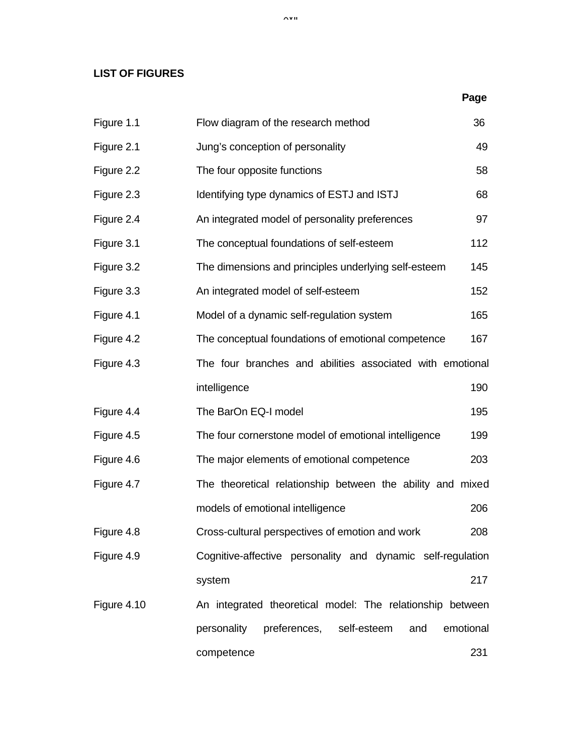## LIST OF FIGURES

| | | Page |
|---|---|---|
| Figure 1.1 | Flow diagram of the research method | 36 |
| Figure 2.1 | Jung's conception of personality | 49 |
| Figure 2.2 | The four opposite functions | 58 |
| Figure 2.3 | Identifying type dynamics of ESTJ and ISTJ | 68 |
| Figure 2.4 | An integrated model of personality preferences | 97 |
| Figure 3.1 | The conceptual foundations of self-esteem | 112 |
| Figure 3.2 | The dimensions and principles underlying self-esteem | 145 |
| Figure 3.3 | An integrated model of self-esteem | 152 |
| Figure 4.1 | Model of a dynamic self-regulation system | 165 |
| Figure 4.2 | The conceptual foundations of emotional competence | 167 |
| Figure 4.3 | The four branches and abilities associated with emotional intelligence | 190 |
| Figure 4.4 | The BarOn EQ-I model | 195 |
| Figure 4.5 | The four cornerstone model of emotional intelligence | 199 |
| Figure 4.6 | The major elements of emotional competence | 203 |
| Figure 4.7 | The theoretical relationship between the ability and mixed models of emotional intelligence | 206 |
| Figure 4.8 | Cross-cultural perspectives of emotion and work | 208 |
| Figure 4.9 | Cognitive-affective personality and dynamic self-regulation system | 217 |
| Figure 4.10 | An integrated theoretical model: The relationship between personality preferences, self-esteem and emotional competence | 231 |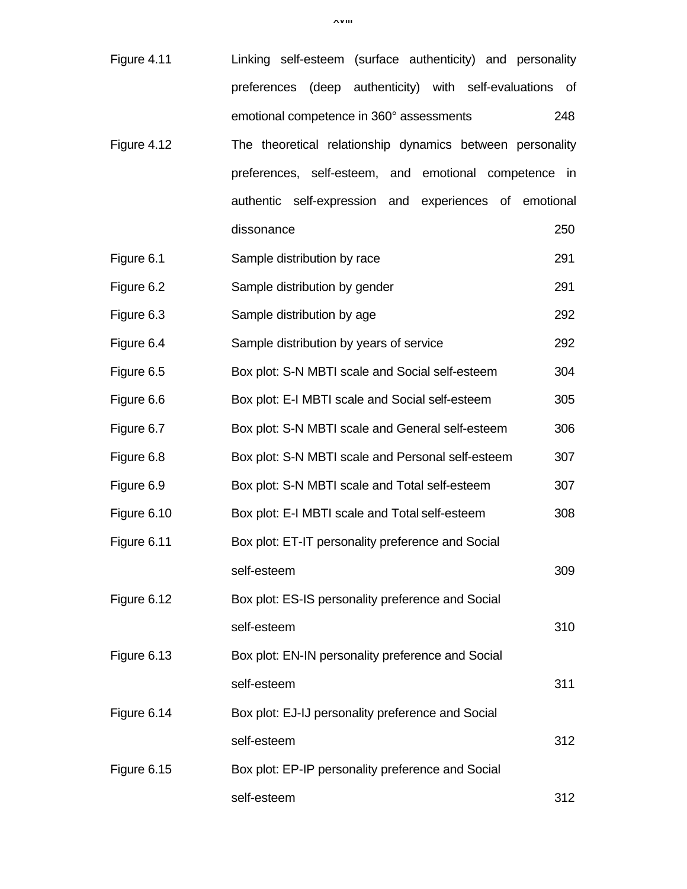| | | |
|---|---|---|
| Figure 4.11 | Linking self-esteem (surface authenticity) and personality preferences (deep authenticity) with self-evaluations of emotional competence in 360° assessments | 248 |
| Figure 4.12 | The theoretical relationship dynamics between personality preferences, self-esteem, and emotional competence in authentic self-expression and experiences of emotional dissonance | 250 |
| Figure 6.1 | Sample distribution by race | 291 |
| Figure 6.2 | Sample distribution by gender | 291 |
| Figure 6.3 | Sample distribution by age | 292 |
| Figure 6.4 | Sample distribution by years of service | 292 |
| Figure 6.5 | Box plot: S-N MBTI scale and Social self-esteem | 304 |
| Figure 6.6 | Box plot: E-I MBTI scale and Social self-esteem | 305 |
| Figure 6.7 | Box plot: S-N MBTI scale and General self-esteem | 306 |
| Figure 6.8 | Box plot: S-N MBTI scale and Personal self-esteem | 307 |
| Figure 6.9 | Box plot: S-N MBTI scale and Total self-esteem | 307 |
| Figure 6.10 | Box plot: E-I MBTI scale and Total self-esteem | 308 |
| Figure 6.11 | Box plot: ET-IT personality preference and Social self-esteem | 309 |
| Figure 6.12 | Box plot: ES-IS personality preference and Social self-esteem | 310 |
| Figure 6.13 | Box plot: EN-IN personality preference and Social self-esteem | 311 |
| Figure 6.14 | Box plot: EJ-IJ personality preference and Social self-esteem | 312 |
| Figure 6.15 | Box plot: EP-IP personality preference and Social self-esteem | 312 |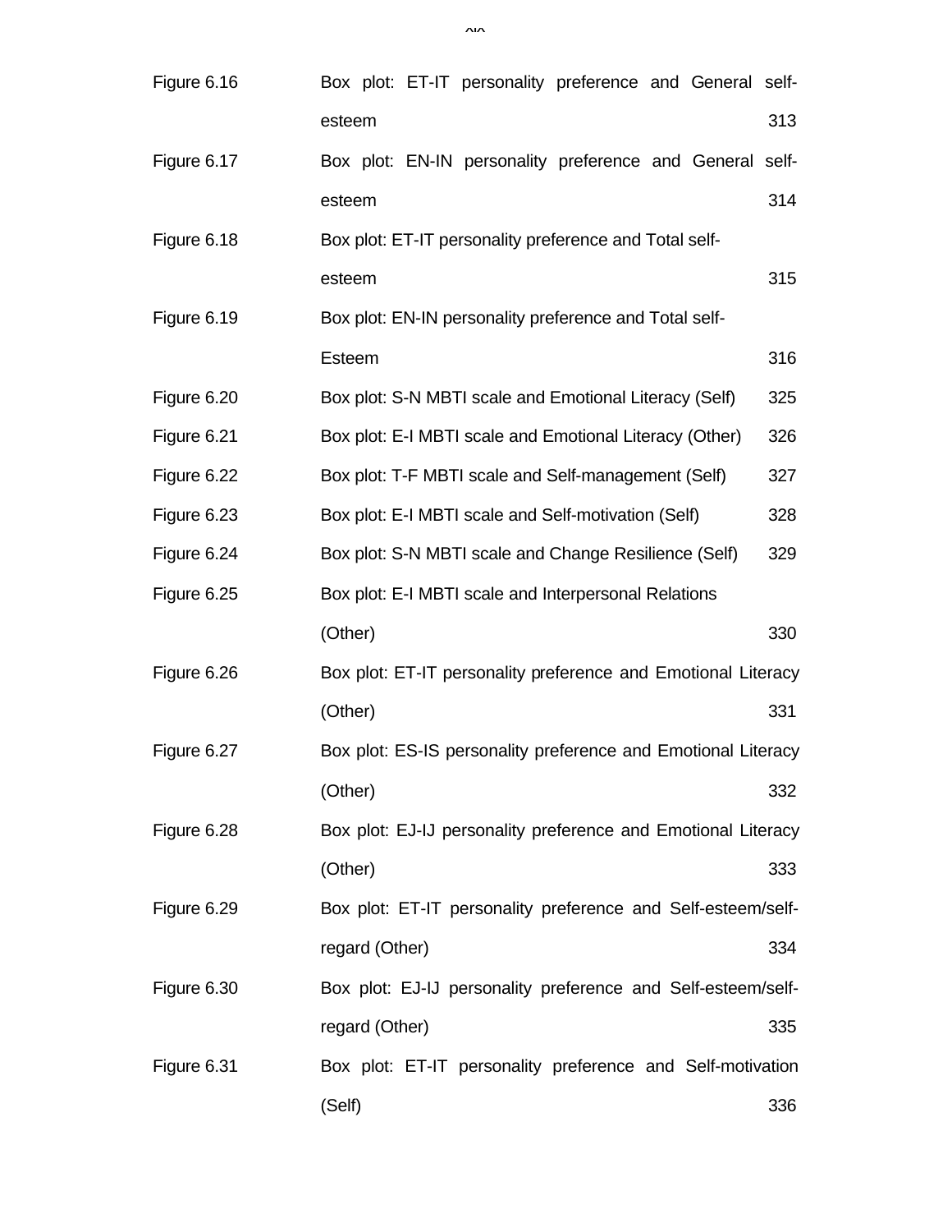| | | |
|---|---|---|
| Figure 6.16 | Box plot: ET-IT personality preference and General self-esteem | 313 |
| Figure 6.17 | Box plot: EN-IN personality preference and General self-esteem | 314 |
| Figure 6.18 | Box plot: ET-IT personality preference and Total self-esteem | 315 |
| Figure 6.19 | Box plot: EN-IN personality preference and Total self-Esteem | 316 |
| Figure 6.20 | Box plot: S-N MBTI scale and Emotional Literacy (Self) | 325 |
| Figure 6.21 | Box plot: E-I MBTI scale and Emotional Literacy (Other) | 326 |
| Figure 6.22 | Box plot: T-F MBTI scale and Self-management (Self) | 327 |
| Figure 6.23 | Box plot: E-I MBTI scale and Self-motivation (Self) | 328 |
| Figure 6.24 | Box plot: S-N MBTI scale and Change Resilience (Self) | 329 |
| Figure 6.25 | Box plot: E-I MBTI scale and Interpersonal Relations (Other) | 330 |
| Figure 6.26 | Box plot: ET-IT personality preference and Emotional Literacy (Other) | 331 |
| Figure 6.27 | Box plot: ES-IS personality preference and Emotional Literacy (Other) | 332 |
| Figure 6.28 | Box plot: EJ-IJ personality preference and Emotional Literacy (Other) | 333 |
| Figure 6.29 | Box plot: ET-IT personality preference and Self-esteem/self-regard (Other) | 334 |
| Figure 6.30 | Box plot: EJ-IJ personality preference and Self-esteem/self-regard (Other) | 335 |
| Figure 6.31 | Box plot: ET-IT personality preference and Self-motivation (Self) | 336 |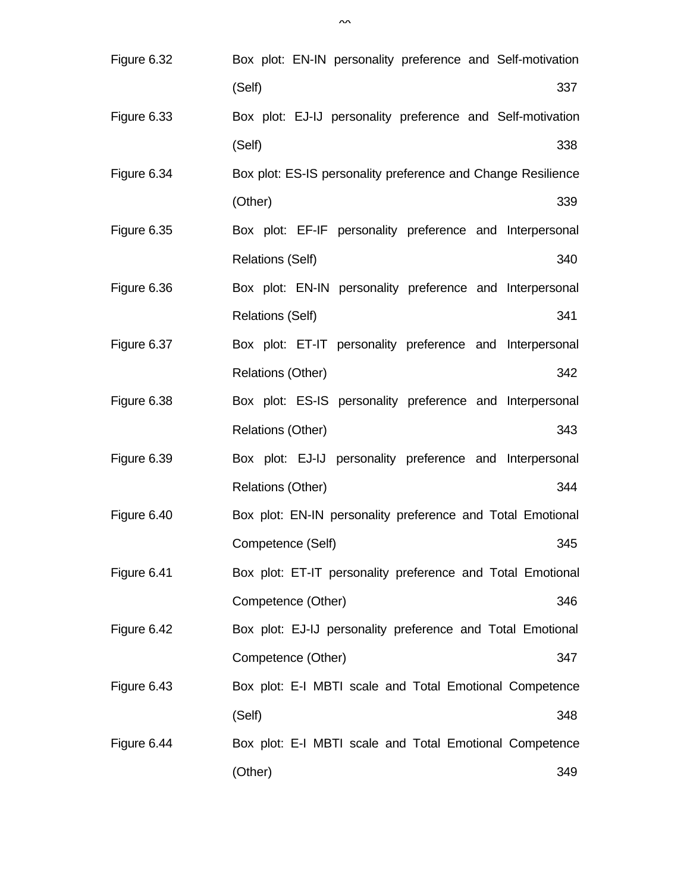| | | |
|---|---|---|
| Figure 6.32 | Box plot: EN-IN personality preference and Self-motivation (Self) | 337 |
| Figure 6.33 | Box plot: EJ-IJ personality preference and Self-motivation (Self) | 338 |
| Figure 6.34 | Box plot: ES-IS personality preference and Change Resilience (Other) | 339 |
| Figure 6.35 | Box plot: EF-IF personality preference and Interpersonal Relations (Self) | 340 |
| Figure 6.36 | Box plot: EN-IN personality preference and Interpersonal Relations (Self) | 341 |
| Figure 6.37 | Box plot: ET-IT personality preference and Interpersonal Relations (Other) | 342 |
| Figure 6.38 | Box plot: ES-IS personality preference and Interpersonal Relations (Other) | 343 |
| Figure 6.39 | Box plot: EJ-IJ personality preference and Interpersonal Relations (Other) | 344 |
| Figure 6.40 | Box plot: EN-IN personality preference and Total Emotional Competence (Self) | 345 |
| Figure 6.41 | Box plot: ET-IT personality preference and Total Emotional Competence (Other) | 346 |
| Figure 6.42 | Box plot: EJ-IJ personality preference and Total Emotional Competence (Other) | 347 |
| Figure 6.43 | Box plot: E-I MBTI scale and Total Emotional Competence (Self) | 348 |
| Figure 6.44 | Box plot: E-I MBTI scale and Total Emotional Competence (Other) | 349 |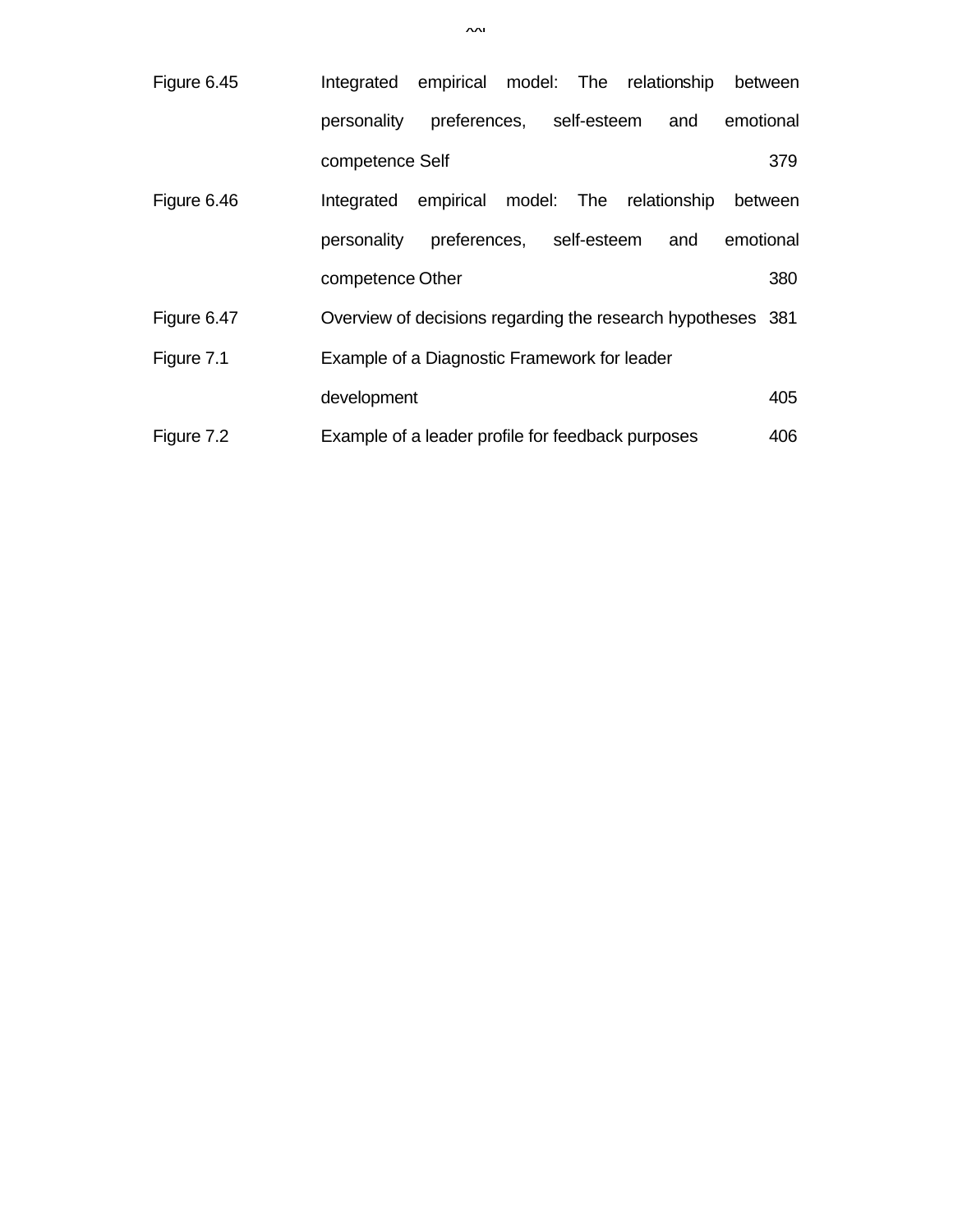| | | |
|---|---|---|
| Figure 6.45 | Integrated empirical model: The relationship between personality preferences, self-esteem and emotional competence Self | 379 |
| Figure 6.46 | Integrated empirical model: The relationship between personality preferences, self-esteem and emotional competence Other | 380 |
| Figure 6.47 | Overview of decisions regarding the research hypotheses | 381 |
| Figure 7.1 | Example of a Diagnostic Framework for leader development | 405 |
| Figure 7.2 | Example of a leader profile for feedback purposes | 406 |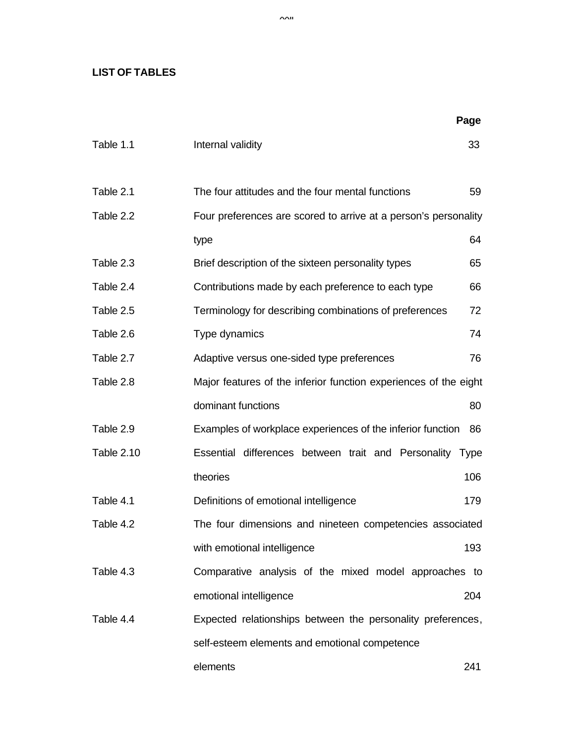**LIST OF TABLES**

| | | Page |
|---|---|---|
| Table 1.1 | Internal validity | 33 |
| Table 2.1 | The four attitudes and the four mental functions | 59 |
| Table 2.2 | Four preferences are scored to arrive at a person's personality type | 64 |
| Table 2.3 | Brief description of the sixteen personality types | 65 |
| Table 2.4 | Contributions made by each preference to each type | 66 |
| Table 2.5 | Terminology for describing combinations of preferences | 72 |
| Table 2.6 | Type dynamics | 74 |
| Table 2.7 | Adaptive versus one-sided type preferences | 76 |
| Table 2.8 | Major features of the inferior function experiences of the eight dominant functions | 80 |
| Table 2.9 | Examples of workplace experiences of the inferior function | 86 |
| Table 2.10 | Essential differences between trait and Personality Type theories | 106 |
| Table 4.1 | Definitions of emotional intelligence | 179 |
| Table 4.2 | The four dimensions and nineteen competencies associated with emotional intelligence | 193 |
| Table 4.3 | Comparative analysis of the mixed model approaches to emotional intelligence | 204 |
| Table 4.4 | Expected relationships between the personality preferences, self-esteem elements and emotional competence elements | 241 |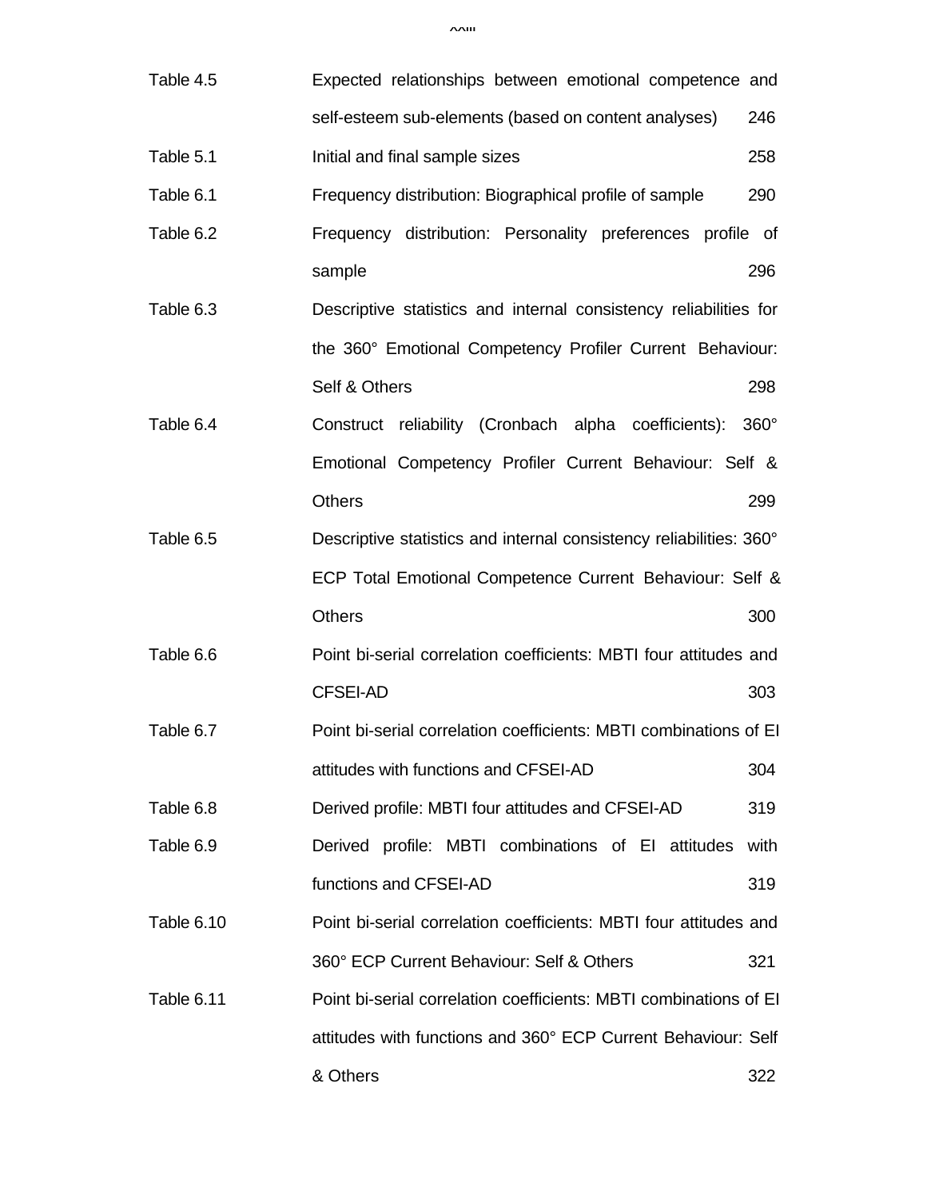| | | |
|---|---|---|
| Table 4.5 | Expected relationships between emotional competence and self-esteem sub-elements (based on content analyses) | 246 |
| Table 5.1 | Initial and final sample sizes | 258 |
| Table 6.1 | Frequency distribution: Biographical profile of sample | 290 |
| Table 6.2 | Frequency distribution: Personality preferences profile of sample | 296 |
| Table 6.3 | Descriptive statistics and internal consistency reliabilities for the 360° Emotional Competency Profiler Current Behaviour: Self & Others | 298 |
| Table 6.4 | Construct reliability (Cronbach alpha coefficients): 360° Emotional Competency Profiler Current Behaviour: Self & Others | 299 |
| Table 6.5 | Descriptive statistics and internal consistency reliabilities: 360° ECP Total Emotional Competence Current Behaviour: Self & Others | 300 |
| Table 6.6 | Point bi-serial correlation coefficients: MBTI four attitudes and CFSEI-AD | 303 |
| Table 6.7 | Point bi-serial correlation coefficients: MBTI combinations of EI attitudes with functions and CFSEI-AD | 304 |
| Table 6.8 | Derived profile: MBTI four attitudes and CFSEI-AD | 319 |
| Table 6.9 | Derived profile: MBTI combinations of EI attitudes with functions and CFSEI-AD | 319 |
| Table 6.10 | Point bi-serial correlation coefficients: MBTI four attitudes and 360° ECP Current Behaviour: Self & Others | 321 |
| Table 6.11 | Point bi-serial correlation coefficients: MBTI combinations of EI attitudes with functions and 360° ECP Current Behaviour: Self & Others | 322 |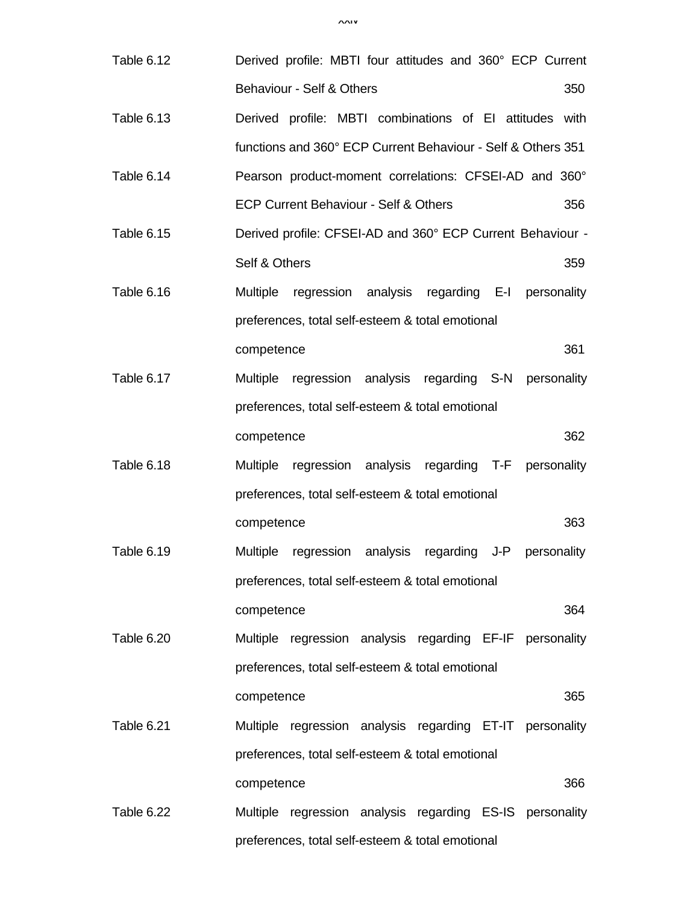| | | |
|---|---|---|
| Table 6.12 | Derived profile: MBTI four attitudes and 360° ECP Current Behaviour - Self & Others | 350 |
| Table 6.13 | Derived profile: MBTI combinations of EI attitudes with functions and 360° ECP Current Behaviour - Self & Others | 351 |
| Table 6.14 | Pearson product-moment correlations: CFSEI-AD and 360° ECP Current Behaviour - Self & Others | 356 |
| Table 6.15 | Derived profile: CFSEI-AD and 360° ECP Current Behaviour - Self & Others | 359 |
| Table 6.16 | Multiple regression analysis regarding E-I personality preferences, total self-esteem & total emotional competence | 361 |
| Table 6.17 | Multiple regression analysis regarding S-N personality preferences, total self-esteem & total emotional competence | 362 |
| Table 6.18 | Multiple regression analysis regarding T-F personality preferences, total self-esteem & total emotional competence | 363 |
| Table 6.19 | Multiple regression analysis regarding J-P personality preferences, total self-esteem & total emotional competence | 364 |
| Table 6.20 | Multiple regression analysis regarding EF-IF personality preferences, total self-esteem & total emotional competence | 365 |
| Table 6.21 | Multiple regression analysis regarding ET-IT personality preferences, total self-esteem & total emotional competence | 366 |
| Table 6.22 | Multiple regression analysis regarding ES-IS personality preferences, total self-esteem & total emotional | |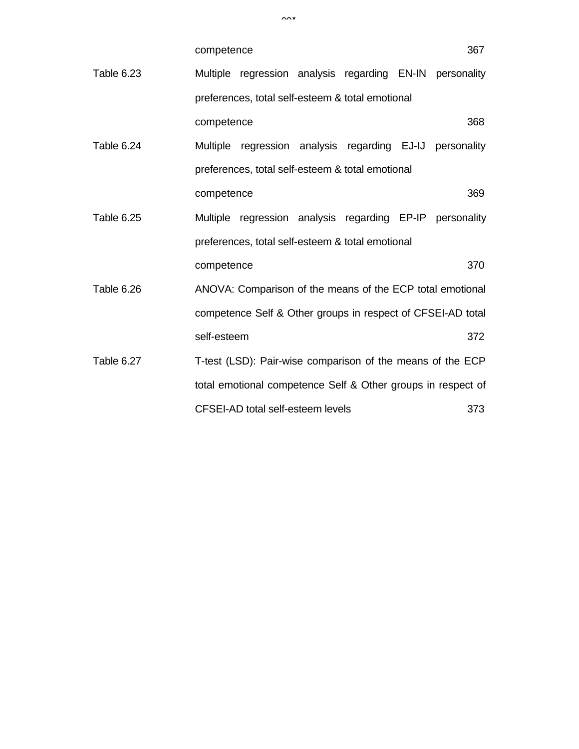| | | |
|---|---|---|
| | competence | 367 |
| Table 6.23 | Multiple regression analysis regarding EN-IN personality preferences, total self-esteem & total emotional competence | 368 |
| Table 6.24 | Multiple regression analysis regarding EJ-IJ personality preferences, total self-esteem & total emotional competence | 369 |
| Table 6.25 | Multiple regression analysis regarding EP-IP personality preferences, total self-esteem & total emotional competence | 370 |
| Table 6.26 | ANOVA: Comparison of the means of the ECP total emotional competence Self & Other groups in respect of CFSEI-AD total self-esteem | 372 |
| Table 6.27 | T-test (LSD): Pair-wise comparison of the means of the ECP total emotional competence Self & Other groups in respect of CFSEI-AD total self-esteem levels | 373 |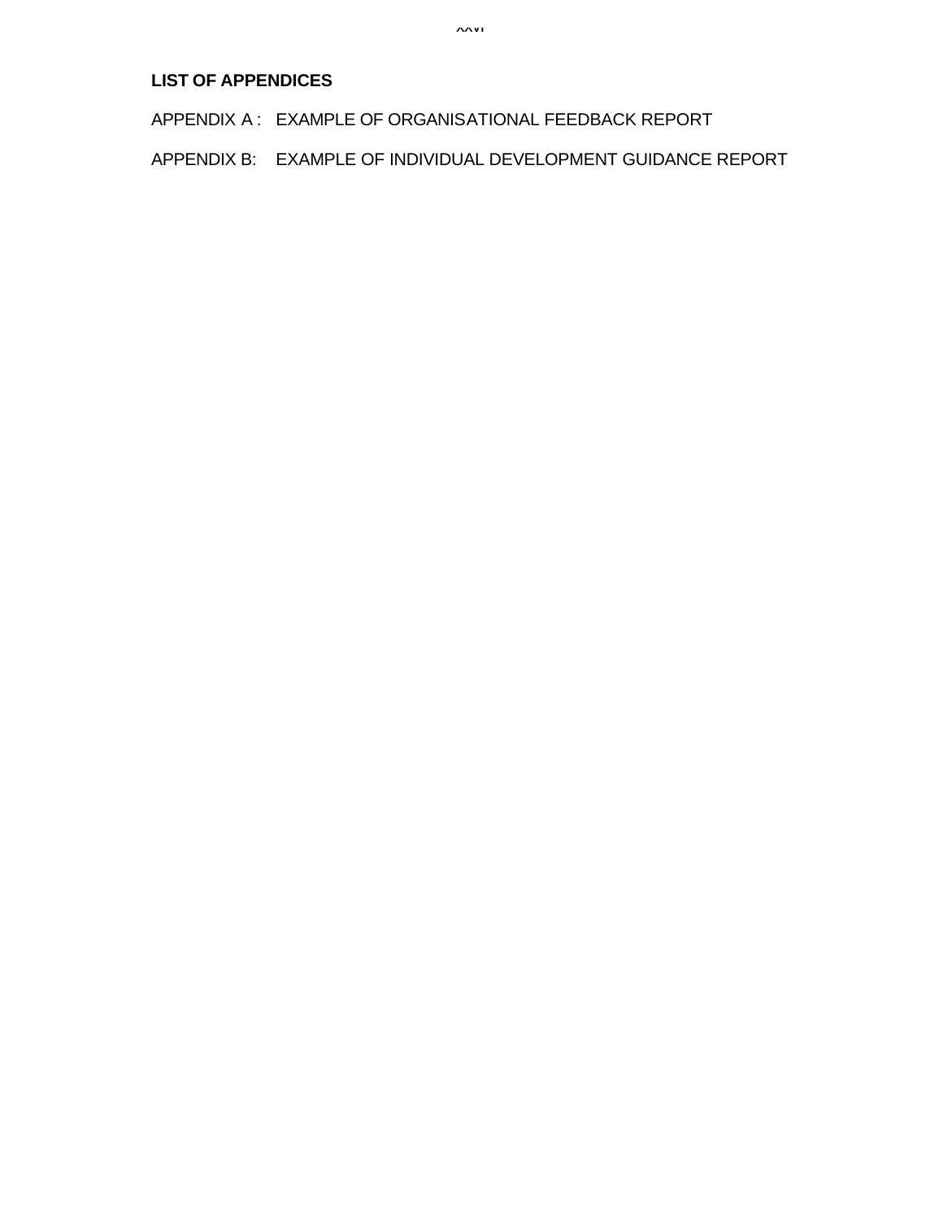**LIST OF APPENDICES**

APPENDIX A : EXAMPLE OF ORGANISATIONAL FEEDBACK REPORT

APPENDIX B: EXAMPLE OF INDIVIDUAL DEVELOPMENT GUIDANCE REPORT